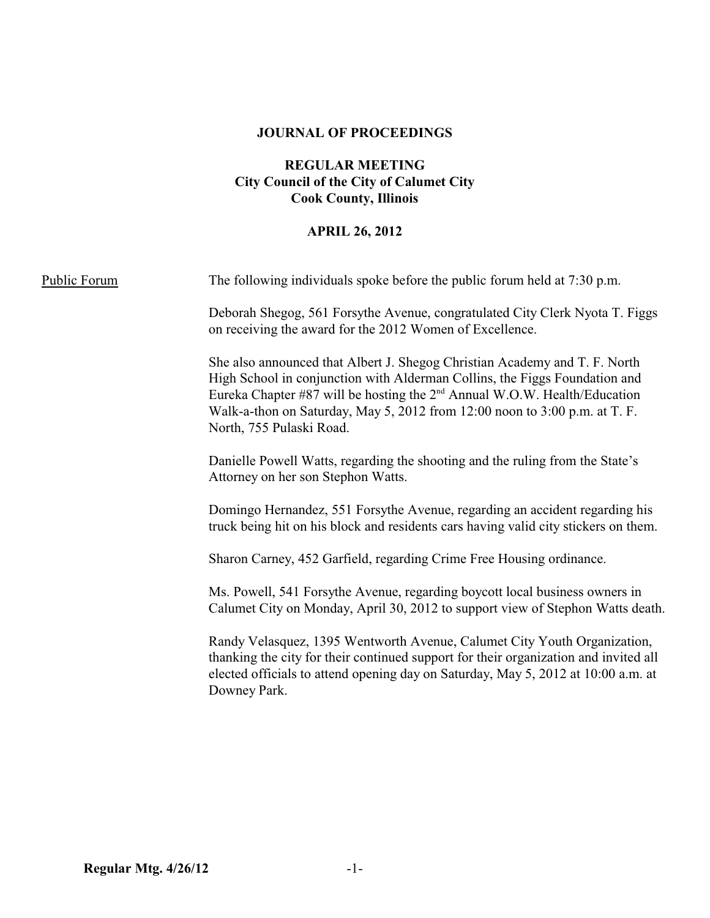# JOURNAL OF PROCEEDINGS

## REGULAR MEETING
## City Council of the City of Calumet City
## Cook County, Illinois

## APRIL 26, 2012

Public Forum

The following individuals spoke before the public forum held at 7:30 p.m.

Deborah Shegog, 561 Forsythe Avenue, congratulated City Clerk Nyota T. Figgs on receiving the award for the 2012 Women of Excellence.

She also announced that Albert J. Shegog Christian Academy and T. F. North High School in conjunction with Alderman Collins, the Figgs Foundation and Eureka Chapter #87 will be hosting the 2nd Annual W.O.W. Health/Education Walk-a-thon on Saturday, May 5, 2012 from 12:00 noon to 3:00 p.m. at T. F. North, 755 Pulaski Road.

Danielle Powell Watts, regarding the shooting and the ruling from the State's Attorney on her son Stephon Watts.

Domingo Hernandez, 551 Forsythe Avenue, regarding an accident regarding his truck being hit on his block and residents cars having valid city stickers on them.

Sharon Carney, 452 Garfield, regarding Crime Free Housing ordinance.

Ms. Powell, 541 Forsythe Avenue, regarding boycott local business owners in Calumet City on Monday, April 30, 2012 to support view of Stephon Watts death.

Randy Velasquez, 1395 Wentworth Avenue, Calumet City Youth Organization, thanking the city for their continued support for their organization and invited all elected officials to attend opening day on Saturday, May 5, 2012 at 10:00 a.m. at Downey Park.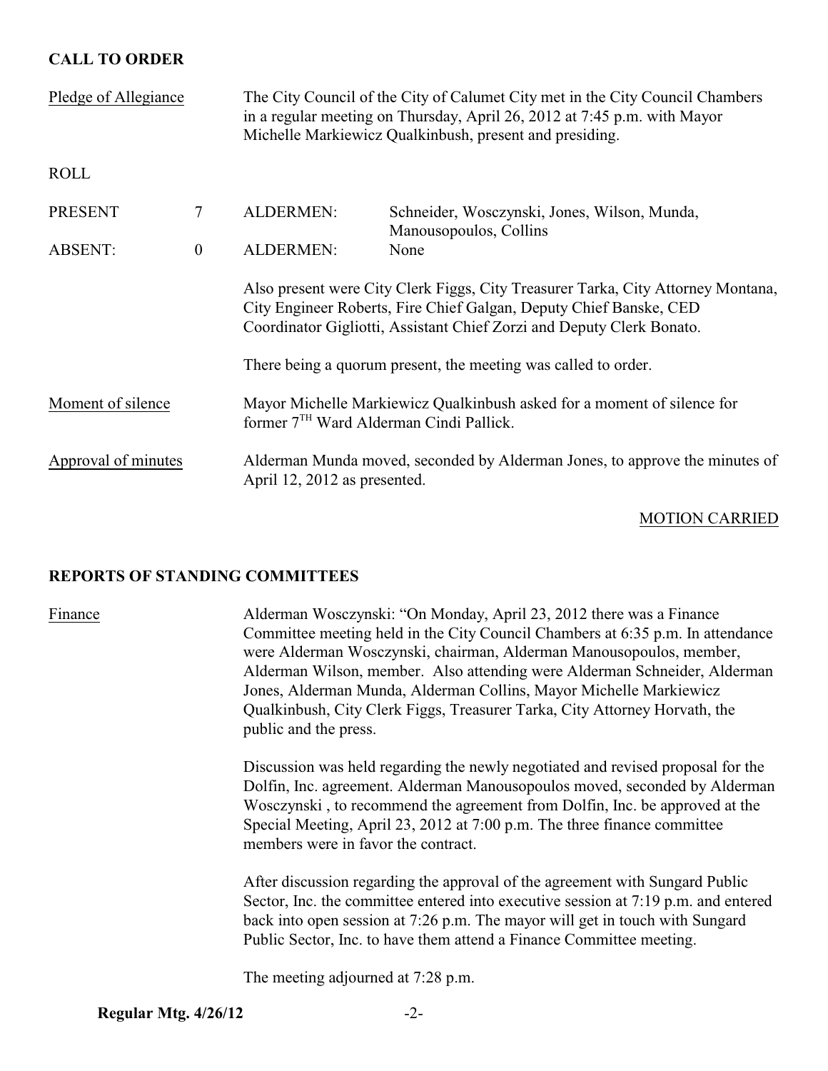## CALL TO ORDER

Pledge of Allegiance

The City Council of the City of Calumet City met in the City Council Chambers in a regular meeting on Thursday, April 26, 2012 at 7:45 p.m. with Mayor Michelle Markiewicz Qualkinbush, present and presiding.

ROLL

| | | | |
|---|---|---|---|
| PRESENT | 7 | ALDERMEN: | Schneider, Wosczynski, Jones, Wilson, Munda, Manousopoulos, Collins |
| ABSENT: | 0 | ALDERMEN: | None |

Also present were City Clerk Figgs, City Treasurer Tarka, City Attorney Montana, City Engineer Roberts, Fire Chief Galgan, Deputy Chief Banske, CED Coordinator Gigliotti, Assistant Chief Zorzi and Deputy Clerk Bonato.

There being a quorum present, the meeting was called to order.

Moment of silence

Mayor Michelle Markiewicz Qualkinbush asked for a moment of silence for former 7TH Ward Alderman Cindi Pallick.

Approval of minutes

Alderman Munda moved, seconded by Alderman Jones, to approve the minutes of April 12, 2012 as presented.

MOTION CARRIED

## REPORTS OF STANDING COMMITTEES

Finance

Alderman Wosczynski: "On Monday, April 23, 2012 there was a Finance Committee meeting held in the City Council Chambers at 6:35 p.m. In attendance were Alderman Wosczynski, chairman, Alderman Manousopoulos, member, Alderman Wilson, member. Also attending were Alderman Schneider, Alderman Jones, Alderman Munda, Alderman Collins, Mayor Michelle Markiewicz Qualkinbush, City Clerk Figgs, Treasurer Tarka, City Attorney Horvath, the public and the press.

Discussion was held regarding the newly negotiated and revised proposal for the Dolfin, Inc. agreement. Alderman Manousopoulos moved, seconded by Alderman Wosczynski , to recommend the agreement from Dolfin, Inc. be approved at the Special Meeting, April 23, 2012 at 7:00 p.m. The three finance committee members were in favor the contract.

After discussion regarding the approval of the agreement with Sungard Public Sector, Inc. the committee entered into executive session at 7:19 p.m. and entered back into open session at 7:26 p.m. The mayor will get in touch with Sungard Public Sector, Inc. to have them attend a Finance Committee meeting.

The meeting adjourned at 7:28 p.m.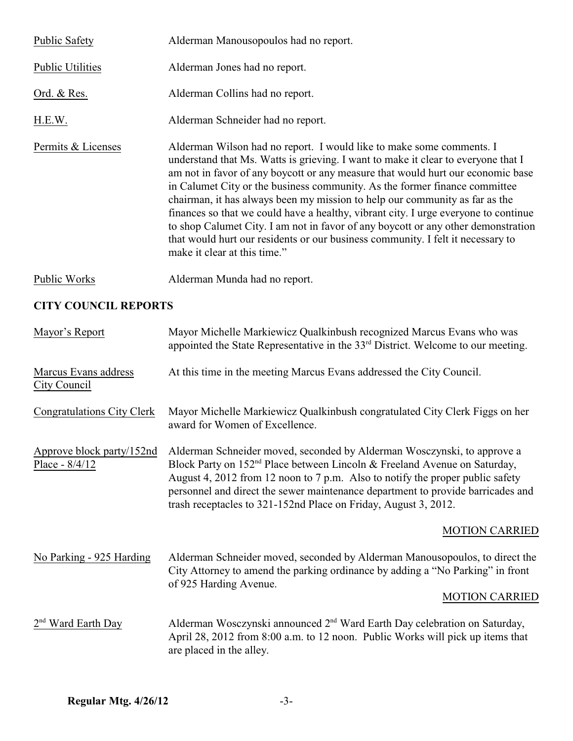Public Safety — Alderman Manousopoulos had no report.

Public Utilities — Alderman Jones had no report.

Ord. & Res. — Alderman Collins had no report.

H.E.W. — Alderman Schneider had no report.

Permits & Licenses — Alderman Wilson had no report. I would like to make some comments. I understand that Ms. Watts is grieving. I want to make it clear to everyone that I am not in favor of any boycott or any measure that would hurt our economic base in Calumet City or the business community. As the former finance committee chairman, it has always been my mission to help our community as far as the finances so that we could have a healthy, vibrant city. I urge everyone to continue to shop Calumet City. I am not in favor of any boycott or any other demonstration that would hurt our residents or our business community. I felt it necessary to make it clear at this time."

Public Works — Alderman Munda had no report.

**CITY COUNCIL REPORTS**

Mayor's Report — Mayor Michelle Markiewicz Qualkinbush recognized Marcus Evans who was appointed the State Representative in the 33rd District. Welcome to our meeting.

Marcus Evans address City Council — At this time in the meeting Marcus Evans addressed the City Council.

Congratulations City Clerk — Mayor Michelle Markiewicz Qualkinbush congratulated City Clerk Figgs on her award for Women of Excellence.

Approve block party/152nd Place - 8/4/12 — Alderman Schneider moved, seconded by Alderman Wosczynski, to approve a Block Party on 152nd Place between Lincoln & Freeland Avenue on Saturday, August 4, 2012 from 12 noon to 7 p.m. Also to notify the proper public safety personnel and direct the sewer maintenance department to provide barricades and trash receptacles to 321-152nd Place on Friday, August 3, 2012.

MOTION CARRIED

No Parking - 925 Harding — Alderman Schneider moved, seconded by Alderman Manousopoulos, to direct the City Attorney to amend the parking ordinance by adding a "No Parking" in front of 925 Harding Avenue.

MOTION CARRIED

2nd Ward Earth Day — Alderman Wosczynski announced 2nd Ward Earth Day celebration on Saturday, April 28, 2012 from 8:00 a.m. to 12 noon. Public Works will pick up items that are placed in the alley.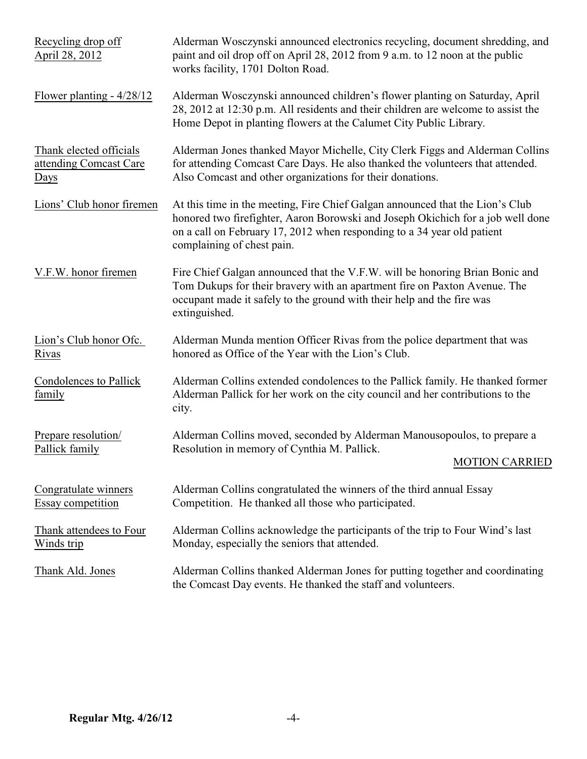Recycling drop off April 28, 2012 — Alderman Wosczynski announced electronics recycling, document shredding, and paint and oil drop off on April 28, 2012 from 9 a.m. to 12 noon at the public works facility, 1701 Dolton Road.

Flower planting - 4/28/12 — Alderman Wosczynski announced children's flower planting on Saturday, April 28, 2012 at 12:30 p.m. All residents and their children are welcome to assist the Home Depot in planting flowers at the Calumet City Public Library.

Thank elected officials attending Comcast Care Days — Alderman Jones thanked Mayor Michelle, City Clerk Figgs and Alderman Collins for attending Comcast Care Days. He also thanked the volunteers that attended. Also Comcast and other organizations for their donations.

Lions' Club honor firemen — At this time in the meeting, Fire Chief Galgan announced that the Lion's Club honored two firefighter, Aaron Borowski and Joseph Okichich for a job well done on a call on February 17, 2012 when responding to a 34 year old patient complaining of chest pain.

V.F.W. honor firemen — Fire Chief Galgan announced that the V.F.W. will be honoring Brian Bonic and Tom Dukups for their bravery with an apartment fire on Paxton Avenue. The occupant made it safely to the ground with their help and the fire was extinguished.

Lion's Club honor Ofc. Rivas — Alderman Munda mention Officer Rivas from the police department that was honored as Office of the Year with the Lion's Club.

Condolences to Pallick family — Alderman Collins extended condolences to the Pallick family. He thanked former Alderman Pallick for her work on the city council and her contributions to the city.

Prepare resolution/ Pallick family — Alderman Collins moved, seconded by Alderman Manousopoulos, to prepare a Resolution in memory of Cynthia M. Pallick.

MOTION CARRIED

Congratulate winners Essay competition — Alderman Collins congratulated the winners of the third annual Essay Competition. He thanked all those who participated.

Thank attendees to Four Winds trip — Alderman Collins acknowledge the participants of the trip to Four Wind's last Monday, especially the seniors that attended.

Thank Ald. Jones — Alderman Collins thanked Alderman Jones for putting together and coordinating the Comcast Day events. He thanked the staff and volunteers.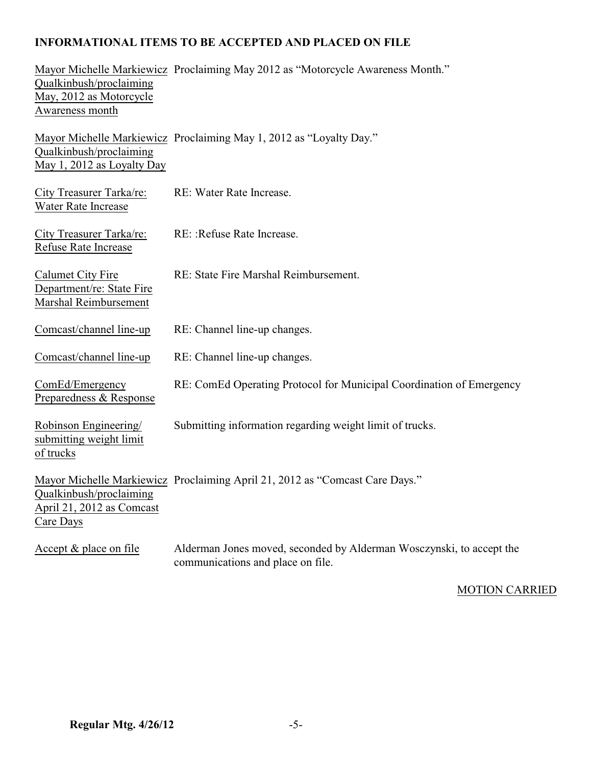**INFORMATIONAL ITEMS TO BE ACCEPTED AND PLACED ON FILE**

| | |
|---|---|
| Mayor Michelle Markiewicz Qualkinbush/proclaiming May, 2012 as Motorcycle Awareness month | Proclaiming May 2012 as "Motorcycle Awareness Month." |
| Mayor Michelle Markiewicz Qualkinbush/proclaiming May 1, 2012 as Loyalty Day | Proclaiming May 1, 2012 as "Loyalty Day." |
| City Treasurer Tarka/re: Water Rate Increase | RE: Water Rate Increase. |
| City Treasurer Tarka/re: Refuse Rate Increase | RE: :Refuse Rate Increase. |
| Calumet City Fire Department/re: State Fire Marshal Reimbursement | RE: State Fire Marshal Reimbursement. |
| Comcast/channel line-up | RE: Channel line-up changes. |
| Comcast/channel line-up | RE: Channel line-up changes. |
| ComEd/Emergency Preparedness & Response | RE: ComEd Operating Protocol for Municipal Coordination of Emergency |
| Robinson Engineering/ submitting weight limit of trucks | Submitting information regarding weight limit of trucks. |
| Mayor Michelle Markiewicz Qualkinbush/proclaiming April 21, 2012 as Comcast Care Days | Proclaiming April 21, 2012 as "Comcast Care Days." |
| Accept & place on file | Alderman Jones moved, seconded by Alderman Wosczynski, to accept the communications and place on file. |

MOTION CARRIED

**Regular Mtg. 4/26/12**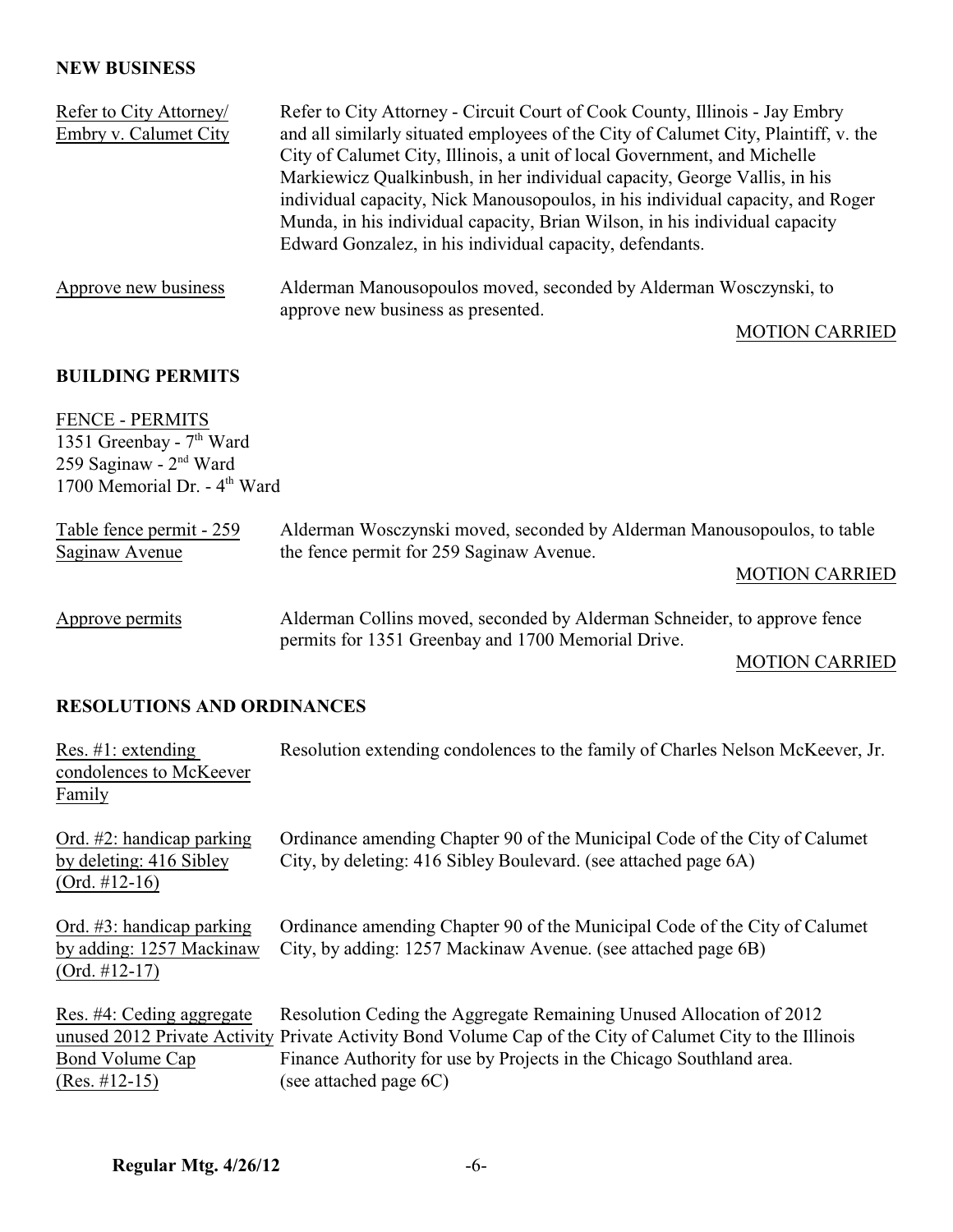## NEW BUSINESS

Refer to City Attorney/ Embry v. Calumet City — Refer to City Attorney - Circuit Court of Cook County, Illinois - Jay Embry and all similarly situated employees of the City of Calumet City, Plaintiff, v. the City of Calumet City, Illinois, a unit of local Government, and Michelle Markiewicz Qualkinbush, in her individual capacity, George Vallis, in his individual capacity, Nick Manousopoulos, in his individual capacity, and Roger Munda, in his individual capacity, Brian Wilson, in his individual capacity Edward Gonzalez, in his individual capacity, defendants.

Approve new business — Alderman Manousopoulos moved, seconded by Alderman Wosczynski, to approve new business as presented.

MOTION CARRIED

## BUILDING PERMITS

FENCE - PERMITS
1351 Greenbay - 7th Ward
259 Saginaw - 2nd Ward
1700 Memorial Dr. - 4th Ward

Table fence permit - 259 Saginaw Avenue — Alderman Wosczynski moved, seconded by Alderman Manousopoulos, to table the fence permit for 259 Saginaw Avenue.

MOTION CARRIED

Approve permits — Alderman Collins moved, seconded by Alderman Schneider, to approve fence permits for 1351 Greenbay and 1700 Memorial Drive.

MOTION CARRIED

## RESOLUTIONS AND ORDINANCES

Res. #1: extending condolences to McKeever Family — Resolution extending condolences to the family of Charles Nelson McKeever, Jr.

Ord. #2: handicap parking by deleting: 416 Sibley (Ord. #12-16) — Ordinance amending Chapter 90 of the Municipal Code of the City of Calumet City, by deleting: 416 Sibley Boulevard. (see attached page 6A)

Ord. #3: handicap parking by adding: 1257 Mackinaw (Ord. #12-17) — Ordinance amending Chapter 90 of the Municipal Code of the City of Calumet City, by adding: 1257 Mackinaw Avenue. (see attached page 6B)

Res. #4: Ceding aggregate unused 2012 Private Activity Bond Volume Cap (Res. #12-15) — Resolution Ceding the Aggregate Remaining Unused Allocation of 2012 Private Activity Bond Volume Cap of the City of Calumet City to the Illinois Finance Authority for use by Projects in the Chicago Southland area. (see attached page 6C)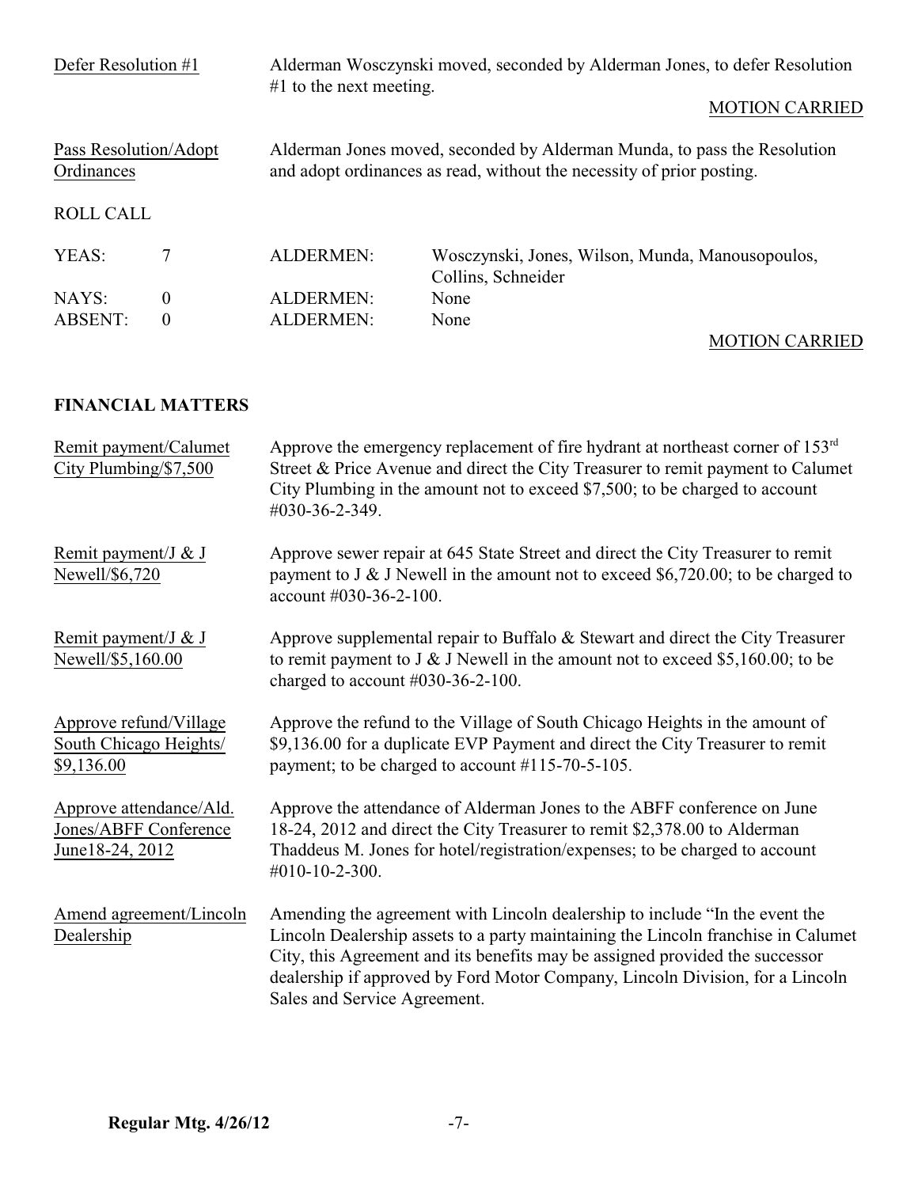Defer Resolution #1

Alderman Wosczynski moved, seconded by Alderman Jones, to defer Resolution #1 to the next meeting.

MOTION CARRIED

Pass Resolution/Adopt Ordinances

Alderman Jones moved, seconded by Alderman Munda, to pass the Resolution and adopt ordinances as read, without the necessity of prior posting.

ROLL CALL

| | | | |
|---|---|---|---|
| YEAS: | 7 | ALDERMEN: | Wosczynski, Jones, Wilson, Munda, Manousopoulos, Collins, Schneider |
| NAYS: | 0 | ALDERMEN: | None |
| ABSENT: | 0 | ALDERMEN: | None |

MOTION CARRIED

**FINANCIAL MATTERS**

Remit payment/Calumet City Plumbing/$7,500

Approve the emergency replacement of fire hydrant at northeast corner of 153rd Street & Price Avenue and direct the City Treasurer to remit payment to Calumet City Plumbing in the amount not to exceed $7,500; to be charged to account #030-36-2-349.

Remit payment/J & J Newell/$6,720

Approve sewer repair at 645 State Street and direct the City Treasurer to remit payment to J & J Newell in the amount not to exceed $6,720.00; to be charged to account #030-36-2-100.

Remit payment/J & J Newell/$5,160.00

Approve supplemental repair to Buffalo & Stewart and direct the City Treasurer to remit payment to J & J Newell in the amount not to exceed $5,160.00; to be charged to account #030-36-2-100.

Approve refund/Village South Chicago Heights/ $9,136.00

Approve the refund to the Village of South Chicago Heights in the amount of $9,136.00 for a duplicate EVP Payment and direct the City Treasurer to remit payment; to be charged to account #115-70-5-105.

Approve attendance/Ald. Jones/ABFF Conference June18-24, 2012

Approve the attendance of Alderman Jones to the ABFF conference on June 18-24, 2012 and direct the City Treasurer to remit $2,378.00 to Alderman Thaddeus M. Jones for hotel/registration/expenses; to be charged to account #010-10-2-300.

Amend agreement/Lincoln Dealership

Amending the agreement with Lincoln dealership to include "In the event the Lincoln Dealership assets to a party maintaining the Lincoln franchise in Calumet City, this Agreement and its benefits may be assigned provided the successor dealership if approved by Ford Motor Company, Lincoln Division, for a Lincoln Sales and Service Agreement.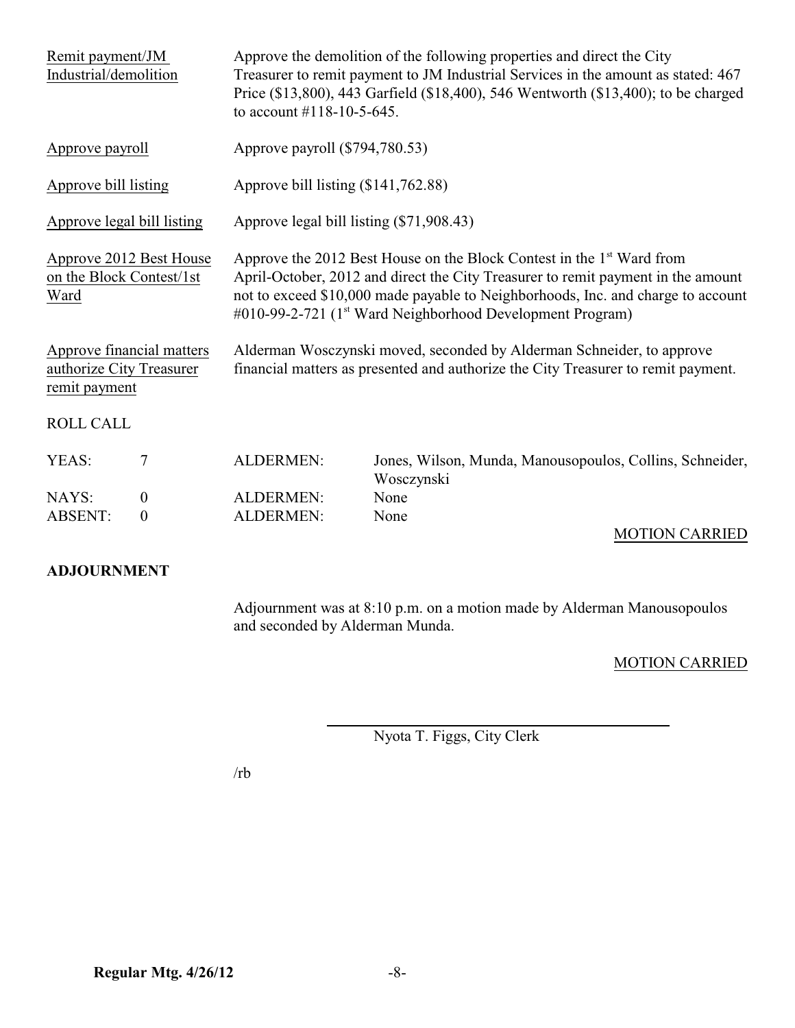Remit payment/JM Industrial/demolition — Approve the demolition of the following properties and direct the City Treasurer to remit payment to JM Industrial Services in the amount as stated: 467 Price ($13,800), 443 Garfield ($18,400), 546 Wentworth ($13,400); to be charged to account #118-10-5-645.

Approve payroll — Approve payroll ($794,780.53)

Approve bill listing — Approve bill listing ($141,762.88)

Approve legal bill listing — Approve legal bill listing ($71,908.43)

Approve 2012 Best House on the Block Contest/1st Ward — Approve the 2012 Best House on the Block Contest in the 1st Ward from April-October, 2012 and direct the City Treasurer to remit payment in the amount not to exceed $10,000 made payable to Neighborhoods, Inc. and charge to account #010-99-2-721 (1st Ward Neighborhood Development Program)

Approve financial matters authorize City Treasurer remit payment — Alderman Wosczynski moved, seconded by Alderman Schneider, to approve financial matters as presented and authorize the City Treasurer to remit payment.

ROLL CALL

| | | | |
|---|---|---|---|
| YEAS: | 7 | ALDERMEN: | Jones, Wilson, Munda, Manousopoulos, Collins, Schneider, Wosczynski |
| NAYS: | 0 | ALDERMEN: | None |
| ABSENT: | 0 | ALDERMEN: | None |

MOTION CARRIED

**ADJOURNMENT**

Adjournment was at 8:10 p.m. on a motion made by Alderman Manousopoulos and seconded by Alderman Munda.

MOTION CARRIED

Nyota T. Figgs, City Clerk

/rb